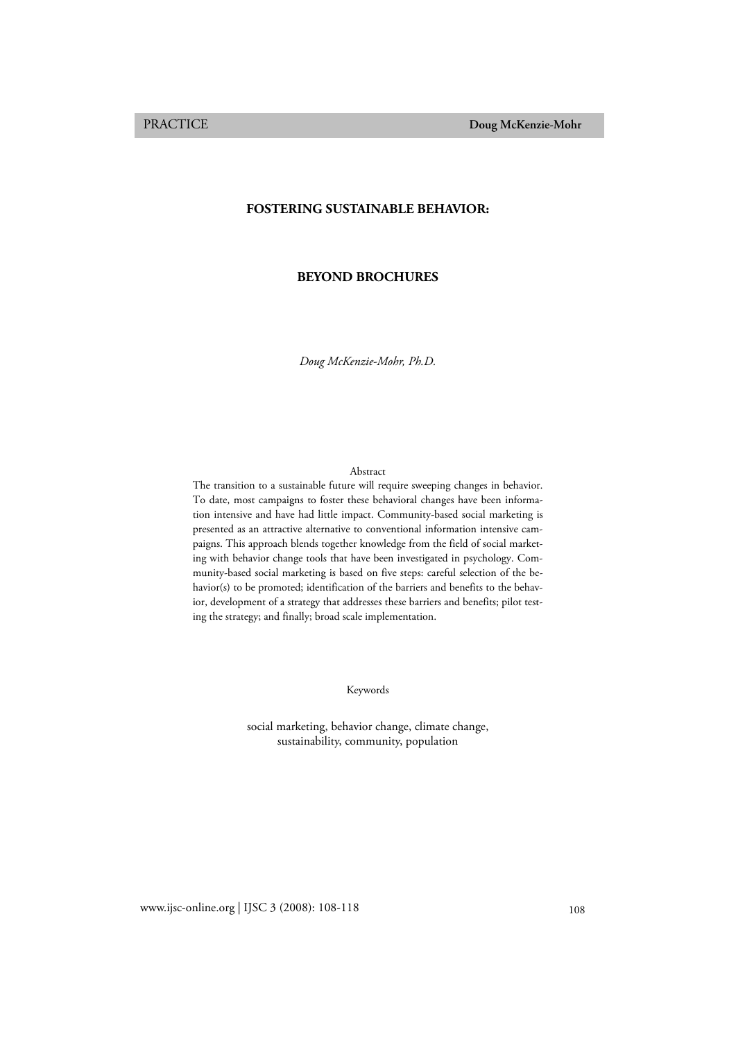# FOSTERING SUSTAINABLE BEHAVIOR:

# BEYOND BROCHURES

*Doug McKenzie-Mohr, Ph.D.*

## Abstract

The transition to a sustainable future will require sweeping changes in behavior. To date, most campaigns to foster these behavioral changes have been information intensive and have had little impact. Community-based social marketing is presented as an attractive alternative to conventional information intensive campaigns. This approach blends together knowledge from the field of social marketing with behavior change tools that have been investigated in psychology. Community-based social marketing is based on five steps: careful selection of the behavior(s) to be promoted; identification of the barriers and benefits to the behavior, development of a strategy that addresses these barriers and benefits; pilot testing the strategy; and finally; broad scale implementation.

## Keywords

social marketing, behavior change, climate change, sustainability, community, population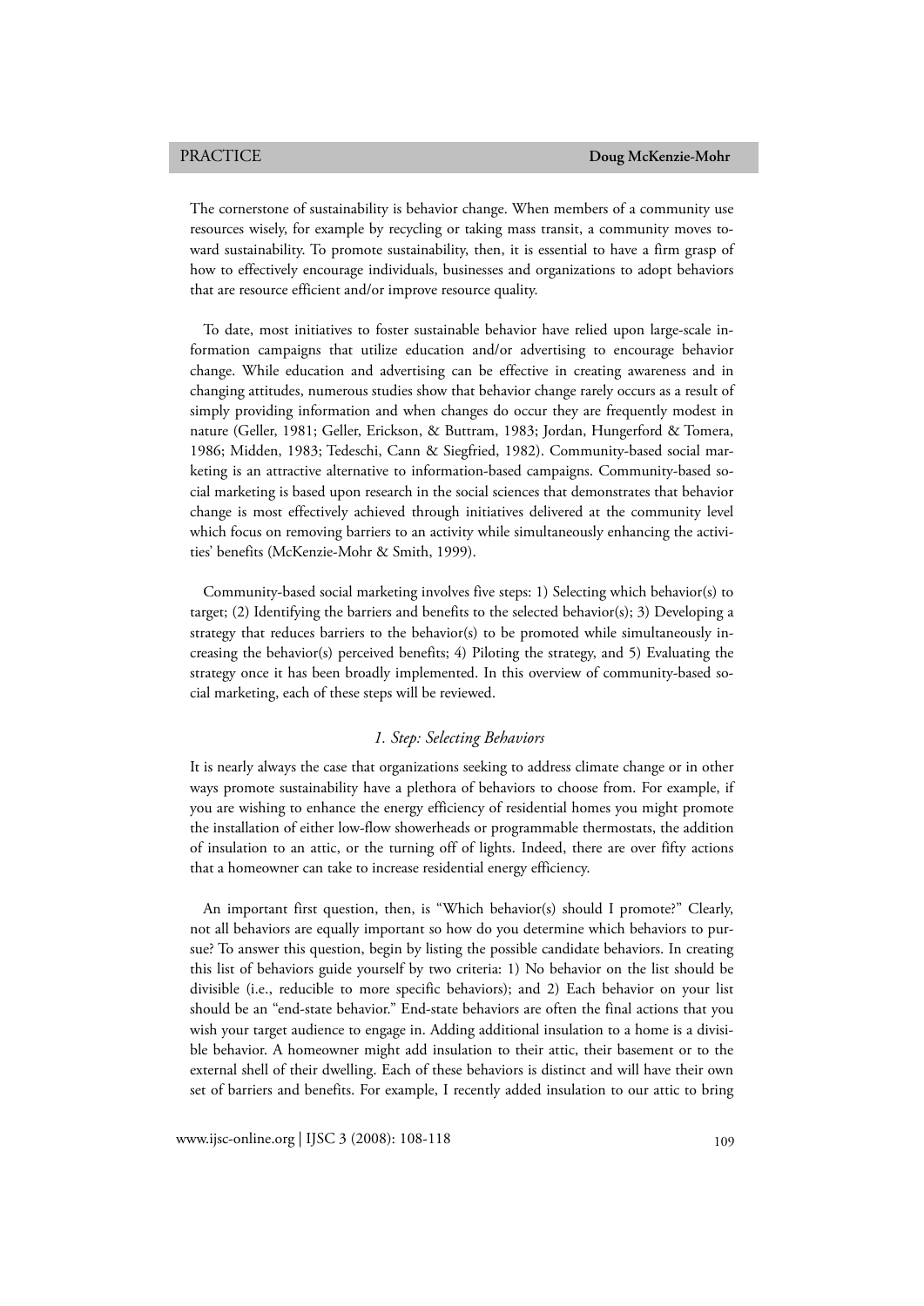The cornerstone of sustainability is behavior change. When members of a community use resources wisely, for example by recycling or taking mass transit, a community moves toward sustainability. To promote sustainability, then, it is essential to have a firm grasp of how to effectively encourage individuals, businesses and organizations to adopt behaviors that are resource efficient and/or improve resource quality.

To date, most initiatives to foster sustainable behavior have relied upon large-scale information campaigns that utilize education and/or advertising to encourage behavior change. While education and advertising can be effective in creating awareness and in changing attitudes, numerous studies show that behavior change rarely occurs as a result of simply providing information and when changes do occur they are frequently modest in nature (Geller, 1981; Geller, Erickson, & Buttram, 1983; Jordan, Hungerford & Tomera, 1986; Midden, 1983; Tedeschi, Cann & Siegfried, 1982). Community-based social marketing is an attractive alternative to information-based campaigns. Community-based social marketing is based upon research in the social sciences that demonstrates that behavior change is most effectively achieved through initiatives delivered at the community level which focus on removing barriers to an activity while simultaneously enhancing the activities' benefits (McKenzie-Mohr & Smith, 1999).

Community-based social marketing involves five steps: 1) Selecting which behavior(s) to target; (2) Identifying the barriers and benefits to the selected behavior(s); 3) Developing a strategy that reduces barriers to the behavior(s) to be promoted while simultaneously increasing the behavior(s) perceived benefits; 4) Piloting the strategy, and 5) Evaluating the strategy once it has been broadly implemented. In this overview of community-based social marketing, each of these steps will be reviewed.

### *1. Step: Selecting Behaviors*

It is nearly always the case that organizations seeking to address climate change or in other ways promote sustainability have a plethora of behaviors to choose from. For example, if you are wishing to enhance the energy efficiency of residential homes you might promote the installation of either low-flow showerheads or programmable thermostats, the addition of insulation to an attic, or the turning off of lights. Indeed, there are over fifty actions that a homeowner can take to increase residential energy efficiency.

An important first question, then, is "Which behavior(s) should I promote?" Clearly, not all behaviors are equally important so how do you determine which behaviors to pursue? To answer this question, begin by listing the possible candidate behaviors. In creating this list of behaviors guide yourself by two criteria: 1) No behavior on the list should be divisible (i.e., reducible to more specific behaviors); and 2) Each behavior on your list should be an "end-state behavior." End-state behaviors are often the final actions that you wish your target audience to engage in. Adding additional insulation to a home is a divisible behavior. A homeowner might add insulation to their attic, their basement or to the external shell of their dwelling. Each of these behaviors is distinct and will have their own set of barriers and benefits. For example, I recently added insulation to our attic to bring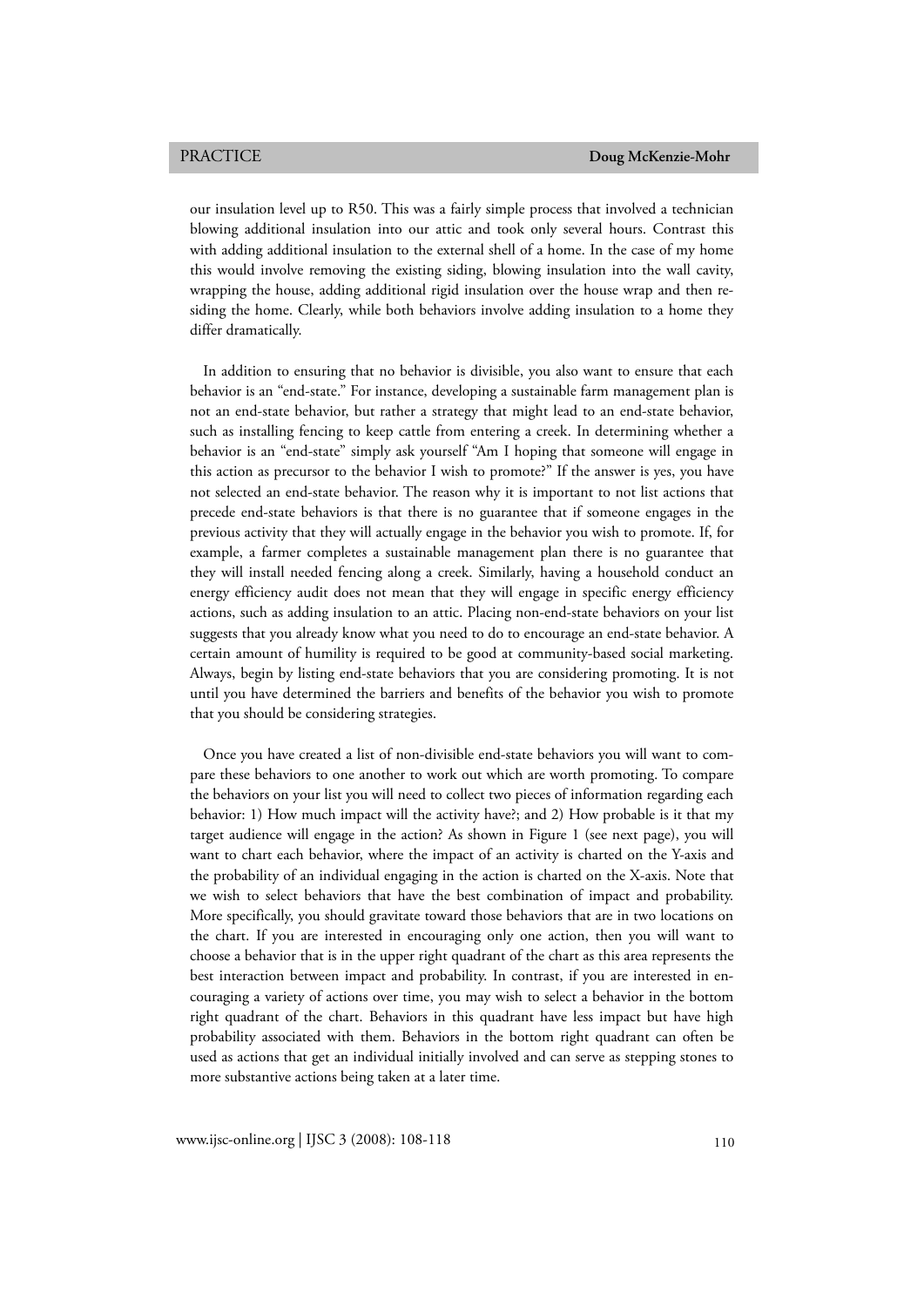our insulation level up to R50. This was a fairly simple process that involved a technician blowing additional insulation into our attic and took only several hours. Contrast this with adding additional insulation to the external shell of a home. In the case of my home this would involve removing the existing siding, blowing insulation into the wall cavity, wrapping the house, adding additional rigid insulation over the house wrap and then re-siding the home. Clearly, while both behaviors involve adding insulation to a home they differ dramatically.

In addition to ensuring that no behavior is divisible, you also want to ensure that each behavior is an "end-state." For instance, developing a sustainable farm management plan is not an end-state behavior, but rather a strategy that might lead to an end-state behavior, such as installing fencing to keep cattle from entering a creek. In determining whether a behavior is an "end-state" simply ask yourself "Am I hoping that someone will engage in this action as precursor to the behavior I wish to promote?" If the answer is yes, you have not selected an end-state behavior. The reason why it is important to not list actions that precede end-state behaviors is that there is no guarantee that if someone engages in the previous activity that they will actually engage in the behavior you wish to promote. If, for example, a farmer completes a sustainable management plan there is no guarantee that they will install needed fencing along a creek. Similarly, having a household conduct an energy efficiency audit does not mean that they will engage in specific energy efficiency actions, such as adding insulation to an attic. Placing non-end-state behaviors on your list suggests that you already know what you need to do to encourage an end-state behavior. A certain amount of humility is required to be good at community-based social marketing. Always, begin by listing end-state behaviors that you are considering promoting. It is not until you have determined the barriers and benefits of the behavior you wish to promote that you should be considering strategies.

Once you have created a list of non-divisible end-state behaviors you will want to compare these behaviors to one another to work out which are worth promoting. To compare the behaviors on your list you will need to collect two pieces of information regarding each behavior: 1) How much impact will the activity have?; and 2) How probable is it that my target audience will engage in the action? As shown in Figure 1 (see next page), you will want to chart each behavior, where the impact of an activity is charted on the Y-axis and the probability of an individual engaging in the action is charted on the X-axis. Note that we wish to select behaviors that have the best combination of impact and probability. More specifically, you should gravitate toward those behaviors that are in two locations on the chart. If you are interested in encouraging only one action, then you will want to choose a behavior that is in the upper right quadrant of the chart as this area represents the best interaction between impact and probability. In contrast, if you are interested in encouraging a variety of actions over time, you may wish to select a behavior in the bottom right quadrant of the chart. Behaviors in this quadrant have less impact but have high probability associated with them. Behaviors in the bottom right quadrant can often be used as actions that get an individual initially involved and can serve as stepping stones to more substantive actions being taken at a later time.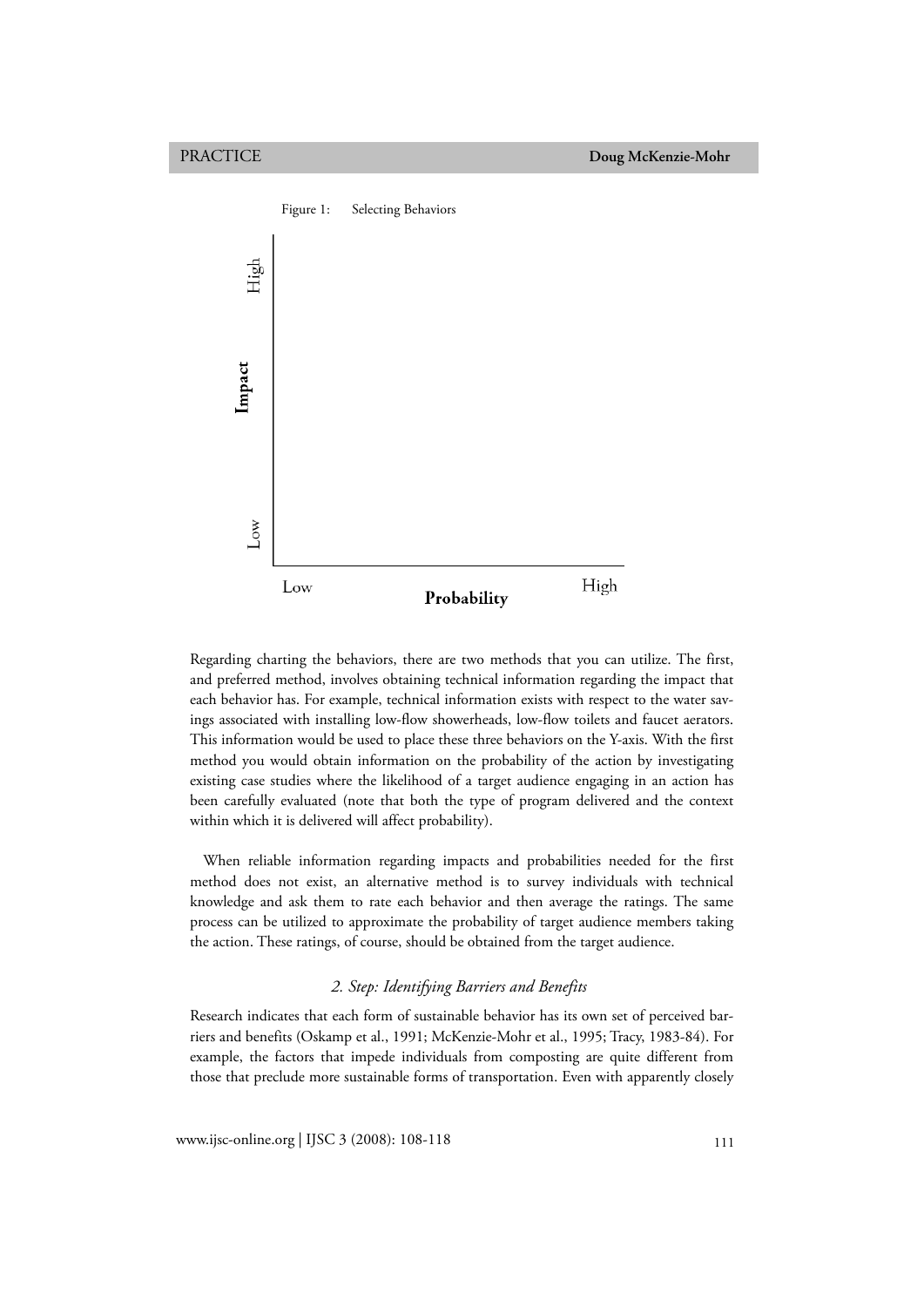Figure 1: Selecting Behaviors

Impact (Low – High)

Probability (Low – High)

Regarding charting the behaviors, there are two methods that you can utilize. The first, and preferred method, involves obtaining technical information regarding the impact that each behavior has. For example, technical information exists with respect to the water savings associated with installing low-flow showerheads, low-flow toilets and faucet aerators. This information would be used to place these three behaviors on the Y-axis. With the first method you would obtain information on the probability of the action by investigating existing case studies where the likelihood of a target audience engaging in an action has been carefully evaluated (note that both the type of program delivered and the context within which it is delivered will affect probability).

When reliable information regarding impacts and probabilities needed for the first method does not exist, an alternative method is to survey individuals with technical knowledge and ask them to rate each behavior and then average the ratings. The same process can be utilized to approximate the probability of target audience members taking the action. These ratings, of course, should be obtained from the target audience.

### *2. Step: Identifying Barriers and Benefits*

Research indicates that each form of sustainable behavior has its own set of perceived barriers and benefits (Oskamp et al., 1991; McKenzie-Mohr et al., 1995; Tracy, 1983-84). For example, the factors that impede individuals from composting are quite different from those that preclude more sustainable forms of transportation. Even with apparently closely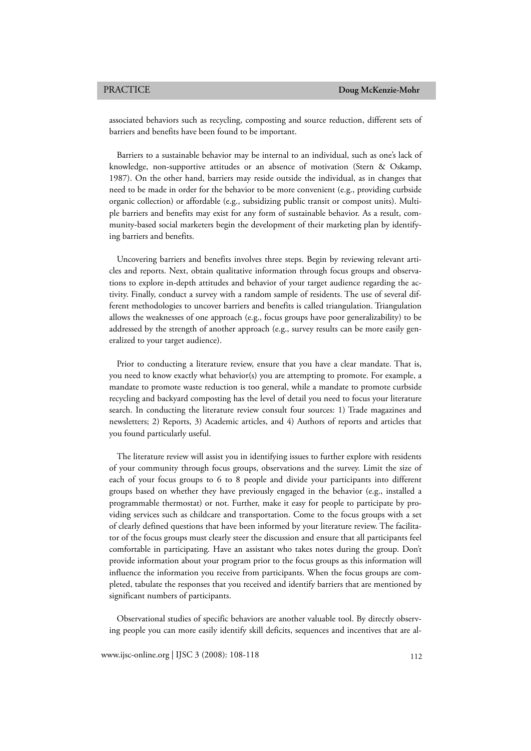associated behaviors such as recycling, composting and source reduction, different sets of barriers and benefits have been found to be important.

Barriers to a sustainable behavior may be internal to an individual, such as one's lack of knowledge, non-supportive attitudes or an absence of motivation (Stern & Oskamp, 1987). On the other hand, barriers may reside outside the individual, as in changes that need to be made in order for the behavior to be more convenient (e.g., providing curbside organic collection) or affordable (e.g., subsidizing public transit or compost units). Multiple barriers and benefits may exist for any form of sustainable behavior. As a result, community-based social marketers begin the development of their marketing plan by identifying barriers and benefits.

Uncovering barriers and benefits involves three steps. Begin by reviewing relevant articles and reports. Next, obtain qualitative information through focus groups and observations to explore in-depth attitudes and behavior of your target audience regarding the activity. Finally, conduct a survey with a random sample of residents. The use of several different methodologies to uncover barriers and benefits is called triangulation. Triangulation allows the weaknesses of one approach (e.g., focus groups have poor generalizability) to be addressed by the strength of another approach (e.g., survey results can be more easily generalized to your target audience).

Prior to conducting a literature review, ensure that you have a clear mandate. That is, you need to know exactly what behavior(s) you are attempting to promote. For example, a mandate to promote waste reduction is too general, while a mandate to promote curbside recycling and backyard composting has the level of detail you need to focus your literature search. In conducting the literature review consult four sources: 1) Trade magazines and newsletters; 2) Reports, 3) Academic articles, and 4) Authors of reports and articles that you found particularly useful.

The literature review will assist you in identifying issues to further explore with residents of your community through focus groups, observations and the survey. Limit the size of each of your focus groups to 6 to 8 people and divide your participants into different groups based on whether they have previously engaged in the behavior (e.g., installed a programmable thermostat) or not. Further, make it easy for people to participate by providing services such as childcare and transportation. Come to the focus groups with a set of clearly defined questions that have been informed by your literature review. The facilitator of the focus groups must clearly steer the discussion and ensure that all participants feel comfortable in participating. Have an assistant who takes notes during the group. Don't provide information about your program prior to the focus groups as this information will influence the information you receive from participants. When the focus groups are completed, tabulate the responses that you received and identify barriers that are mentioned by significant numbers of participants.

Observational studies of specific behaviors are another valuable tool. By directly observing people you can more easily identify skill deficits, sequences and incentives that are al-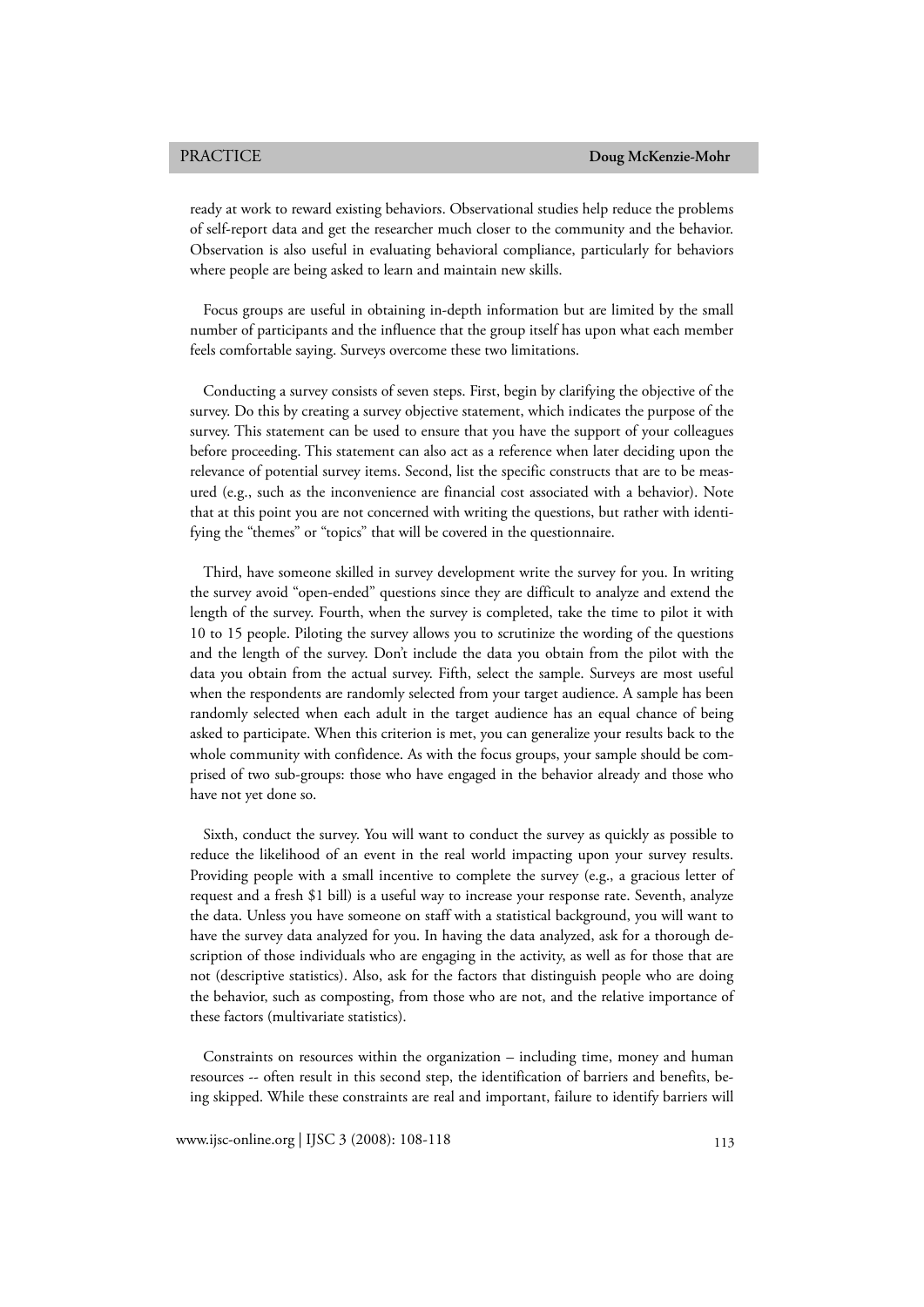ready at work to reward existing behaviors. Observational studies help reduce the problems of self-report data and get the researcher much closer to the community and the behavior. Observation is also useful in evaluating behavioral compliance, particularly for behaviors where people are being asked to learn and maintain new skills.

Focus groups are useful in obtaining in-depth information but are limited by the small number of participants and the influence that the group itself has upon what each member feels comfortable saying. Surveys overcome these two limitations.

Conducting a survey consists of seven steps. First, begin by clarifying the objective of the survey. Do this by creating a survey objective statement, which indicates the purpose of the survey. This statement can be used to ensure that you have the support of your colleagues before proceeding. This statement can also act as a reference when later deciding upon the relevance of potential survey items. Second, list the specific constructs that are to be measured (e.g., such as the inconvenience are financial cost associated with a behavior). Note that at this point you are not concerned with writing the questions, but rather with identifying the "themes" or "topics" that will be covered in the questionnaire.

Third, have someone skilled in survey development write the survey for you. In writing the survey avoid "open-ended" questions since they are difficult to analyze and extend the length of the survey. Fourth, when the survey is completed, take the time to pilot it with 10 to 15 people. Piloting the survey allows you to scrutinize the wording of the questions and the length of the survey. Don't include the data you obtain from the pilot with the data you obtain from the actual survey. Fifth, select the sample. Surveys are most useful when the respondents are randomly selected from your target audience. A sample has been randomly selected when each adult in the target audience has an equal chance of being asked to participate. When this criterion is met, you can generalize your results back to the whole community with confidence. As with the focus groups, your sample should be comprised of two sub-groups: those who have engaged in the behavior already and those who have not yet done so.

Sixth, conduct the survey. You will want to conduct the survey as quickly as possible to reduce the likelihood of an event in the real world impacting upon your survey results. Providing people with a small incentive to complete the survey (e.g., a gracious letter of request and a fresh $1 bill) is a useful way to increase your response rate. Seventh, analyze the data. Unless you have someone on staff with a statistical background, you will want to have the survey data analyzed for you. In having the data analyzed, ask for a thorough description of those individuals who are engaging in the activity, as well as for those that are not (descriptive statistics). Also, ask for the factors that distinguish people who are doing the behavior, such as composting, from those who are not, and the relative importance of these factors (multivariate statistics).

Constraints on resources within the organization – including time, money and human resources -- often result in this second step, the identification of barriers and benefits, being skipped. While these constraints are real and important, failure to identify barriers will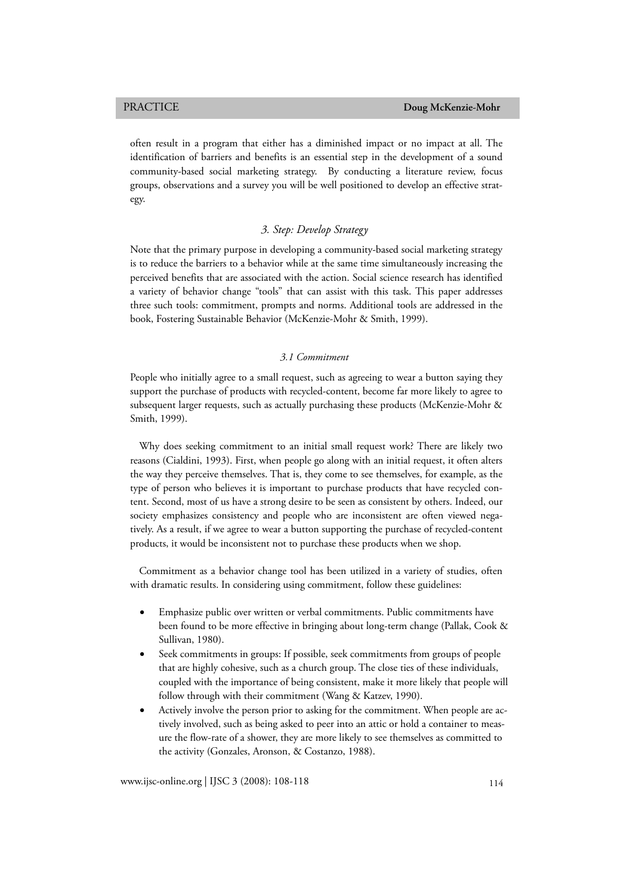often result in a program that either has a diminished impact or no impact at all. The identification of barriers and benefits is an essential step in the development of a sound community-based social marketing strategy. By conducting a literature review, focus groups, observations and a survey you will be well positioned to develop an effective strategy.

### *3. Step: Develop Strategy*

Note that the primary purpose in developing a community-based social marketing strategy is to reduce the barriers to a behavior while at the same time simultaneously increasing the perceived benefits that are associated with the action. Social science research has identified a variety of behavior change "tools" that can assist with this task. This paper addresses three such tools: commitment, prompts and norms. Additional tools are addressed in the book, Fostering Sustainable Behavior (McKenzie-Mohr & Smith, 1999).

#### *3.1 Commitment*

People who initially agree to a small request, such as agreeing to wear a button saying they support the purchase of products with recycled-content, become far more likely to agree to subsequent larger requests, such as actually purchasing these products (McKenzie-Mohr & Smith, 1999).

Why does seeking commitment to an initial small request work? There are likely two reasons (Cialdini, 1993). First, when people go along with an initial request, it often alters the way they perceive themselves. That is, they come to see themselves, for example, as the type of person who believes it is important to purchase products that have recycled content. Second, most of us have a strong desire to be seen as consistent by others. Indeed, our society emphasizes consistency and people who are inconsistent are often viewed negatively. As a result, if we agree to wear a button supporting the purchase of recycled-content products, it would be inconsistent not to purchase these products when we shop.

Commitment as a behavior change tool has been utilized in a variety of studies, often with dramatic results. In considering using commitment, follow these guidelines:

- Emphasize public over written or verbal commitments. Public commitments have been found to be more effective in bringing about long-term change (Pallak, Cook & Sullivan, 1980).
- Seek commitments in groups: If possible, seek commitments from groups of people that are highly cohesive, such as a church group. The close ties of these individuals, coupled with the importance of being consistent, make it more likely that people will follow through with their commitment (Wang & Katzev, 1990).
- Actively involve the person prior to asking for the commitment. When people are actively involved, such as being asked to peer into an attic or hold a container to measure the flow-rate of a shower, they are more likely to see themselves as committed to the activity (Gonzales, Aronson, & Costanzo, 1988).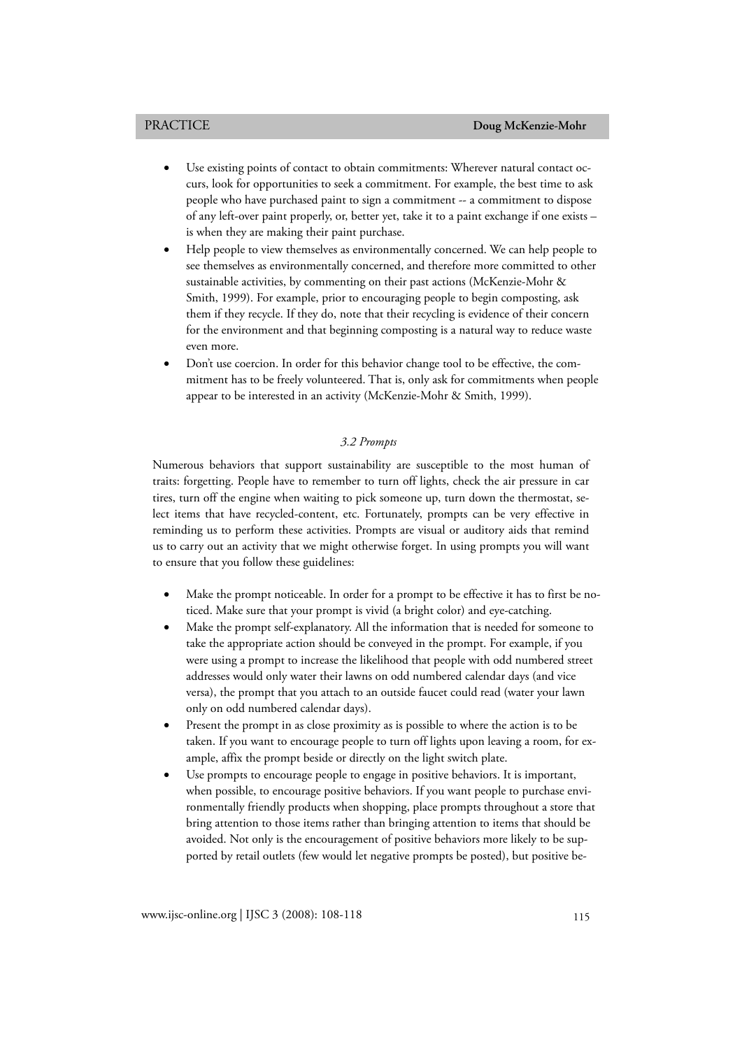- Use existing points of contact to obtain commitments: Wherever natural contact occurs, look for opportunities to seek a commitment. For example, the best time to ask people who have purchased paint to sign a commitment -- a commitment to dispose of any left-over paint properly, or, better yet, take it to a paint exchange if one exists – is when they are making their paint purchase.
- Help people to view themselves as environmentally concerned. We can help people to see themselves as environmentally concerned, and therefore more committed to other sustainable activities, by commenting on their past actions (McKenzie-Mohr & Smith, 1999). For example, prior to encouraging people to begin composting, ask them if they recycle. If they do, note that their recycling is evidence of their concern for the environment and that beginning composting is a natural way to reduce waste even more.
- Don't use coercion. In order for this behavior change tool to be effective, the commitment has to be freely volunteered. That is, only ask for commitments when people appear to be interested in an activity (McKenzie-Mohr & Smith, 1999).

### *3.2 Prompts*

Numerous behaviors that support sustainability are susceptible to the most human of traits: forgetting. People have to remember to turn off lights, check the air pressure in car tires, turn off the engine when waiting to pick someone up, turn down the thermostat, select items that have recycled-content, etc. Fortunately, prompts can be very effective in reminding us to perform these activities. Prompts are visual or auditory aids that remind us to carry out an activity that we might otherwise forget. In using prompts you will want to ensure that you follow these guidelines:

- Make the prompt noticeable. In order for a prompt to be effective it has to first be noticed. Make sure that your prompt is vivid (a bright color) and eye-catching.
- Make the prompt self-explanatory. All the information that is needed for someone to take the appropriate action should be conveyed in the prompt. For example, if you were using a prompt to increase the likelihood that people with odd numbered street addresses would only water their lawns on odd numbered calendar days (and vice versa), the prompt that you attach to an outside faucet could read (water your lawn only on odd numbered calendar days).
- Present the prompt in as close proximity as is possible to where the action is to be taken. If you want to encourage people to turn off lights upon leaving a room, for example, affix the prompt beside or directly on the light switch plate.
- Use prompts to encourage people to engage in positive behaviors. It is important, when possible, to encourage positive behaviors. If you want people to purchase environmentally friendly products when shopping, place prompts throughout a store that bring attention to those items rather than bringing attention to items that should be avoided. Not only is the encouragement of positive behaviors more likely to be supported by retail outlets (few would let negative prompts be posted), but positive be-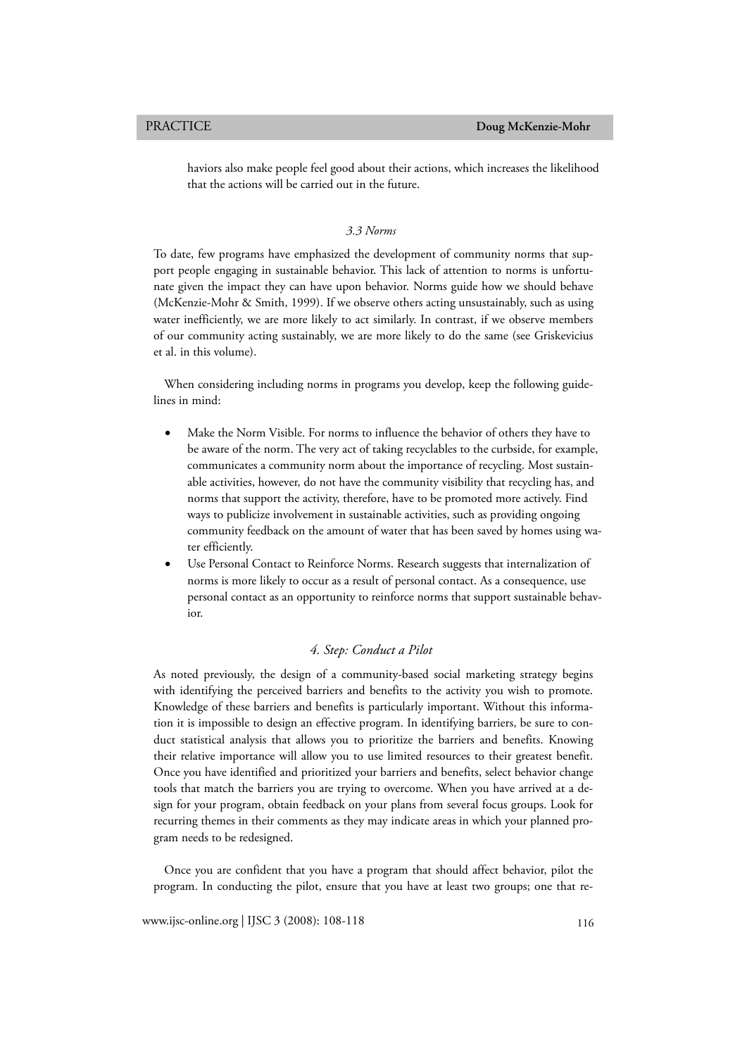haviors also make people feel good about their actions, which increases the likelihood that the actions will be carried out in the future.

### *3.3 Norms*

To date, few programs have emphasized the development of community norms that support people engaging in sustainable behavior. This lack of attention to norms is unfortunate given the impact they can have upon behavior. Norms guide how we should behave (McKenzie-Mohr & Smith, 1999). If we observe others acting unsustainably, such as using water inefficiently, we are more likely to act similarly. In contrast, if we observe members of our community acting sustainably, we are more likely to do the same (see Griskevicius et al. in this volume).

When considering including norms in programs you develop, keep the following guidelines in mind:

- Make the Norm Visible. For norms to influence the behavior of others they have to be aware of the norm. The very act of taking recyclables to the curbside, for example, communicates a community norm about the importance of recycling. Most sustainable activities, however, do not have the community visibility that recycling has, and norms that support the activity, therefore, have to be promoted more actively. Find ways to publicize involvement in sustainable activities, such as providing ongoing community feedback on the amount of water that has been saved by homes using water efficiently.
- Use Personal Contact to Reinforce Norms. Research suggests that internalization of norms is more likely to occur as a result of personal contact. As a consequence, use personal contact as an opportunity to reinforce norms that support sustainable behavior.

## *4. Step: Conduct a Pilot*

As noted previously, the design of a community-based social marketing strategy begins with identifying the perceived barriers and benefits to the activity you wish to promote. Knowledge of these barriers and benefits is particularly important. Without this information it is impossible to design an effective program. In identifying barriers, be sure to conduct statistical analysis that allows you to prioritize the barriers and benefits. Knowing their relative importance will allow you to use limited resources to their greatest benefit. Once you have identified and prioritized your barriers and benefits, select behavior change tools that match the barriers you are trying to overcome. When you have arrived at a design for your program, obtain feedback on your plans from several focus groups. Look for recurring themes in their comments as they may indicate areas in which your planned program needs to be redesigned.

Once you are confident that you have a program that should affect behavior, pilot the program. In conducting the pilot, ensure that you have at least two groups; one that re-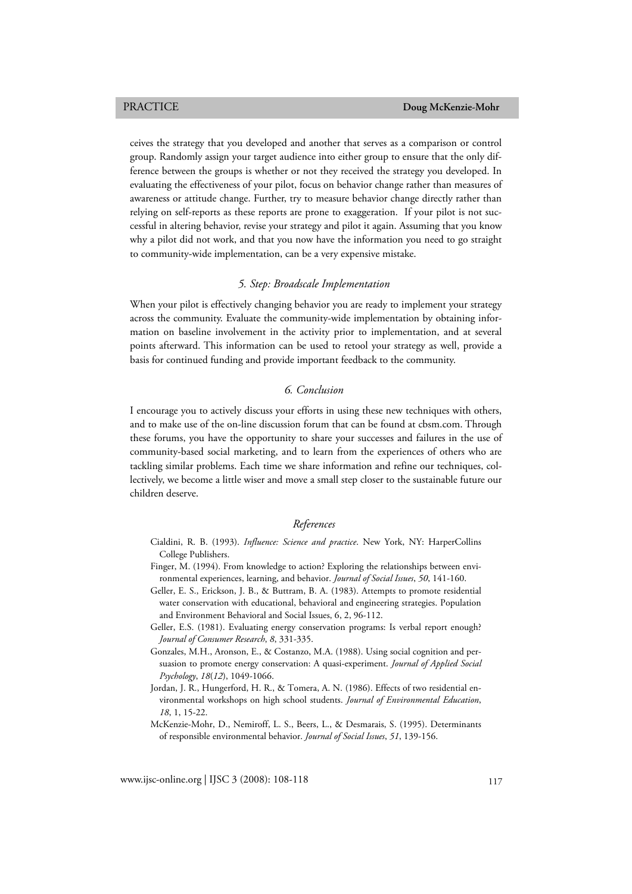ceives the strategy that you developed and another that serves as a comparison or control group. Randomly assign your target audience into either group to ensure that the only difference between the groups is whether or not they received the strategy you developed. In evaluating the effectiveness of your pilot, focus on behavior change rather than measures of awareness or attitude change. Further, try to measure behavior change directly rather than relying on self-reports as these reports are prone to exaggeration. If your pilot is not successful in altering behavior, revise your strategy and pilot it again. Assuming that you know why a pilot did not work, and that you now have the information you need to go straight to community-wide implementation, can be a very expensive mistake.

### *5. Step: Broadscale Implementation*

When your pilot is effectively changing behavior you are ready to implement your strategy across the community. Evaluate the community-wide implementation by obtaining information on baseline involvement in the activity prior to implementation, and at several points afterward. This information can be used to retool your strategy as well, provide a basis for continued funding and provide important feedback to the community.

### *6. Conclusion*

I encourage you to actively discuss your efforts in using these new techniques with others, and to make use of the on-line discussion forum that can be found at cbsm.com. Through these forums, you have the opportunity to share your successes and failures in the use of community-based social marketing, and to learn from the experiences of others who are tackling similar problems. Each time we share information and refine our techniques, collectively, we become a little wiser and move a small step closer to the sustainable future our children deserve.

### *References*

Cialdini, R. B. (1993). *Influence: Science and practice*. New York, NY: HarperCollins College Publishers.

Finger, M. (1994). From knowledge to action? Exploring the relationships between environmental experiences, learning, and behavior. *Journal of Social Issues*, *50*, 141-160.

Geller, E. S., Erickson, J. B., & Buttram, B. A. (1983). Attempts to promote residential water conservation with educational, behavioral and engineering strategies. Population and Environment Behavioral and Social Issues, 6, 2, 96-112.

Geller, E.S. (1981). Evaluating energy conservation programs: Is verbal report enough? *Journal of Consumer Research*, *8*, 331-335.

Gonzales, M.H., Aronson, E., & Costanzo, M.A. (1988). Using social cognition and persuasion to promote energy conservation: A quasi-experiment. *Journal of Applied Social Psychology*, *18*(*12*), 1049-1066.

Jordan, J. R., Hungerford, H. R., & Tomera, A. N. (1986). Effects of two residential environmental workshops on high school students. *Journal of Environmental Education*, *18*, 1, 15-22.

McKenzie-Mohr, D., Nemiroff, L. S., Beers, L., & Desmarais, S. (1995). Determinants of responsible environmental behavior. *Journal of Social Issues*, *51*, 139-156.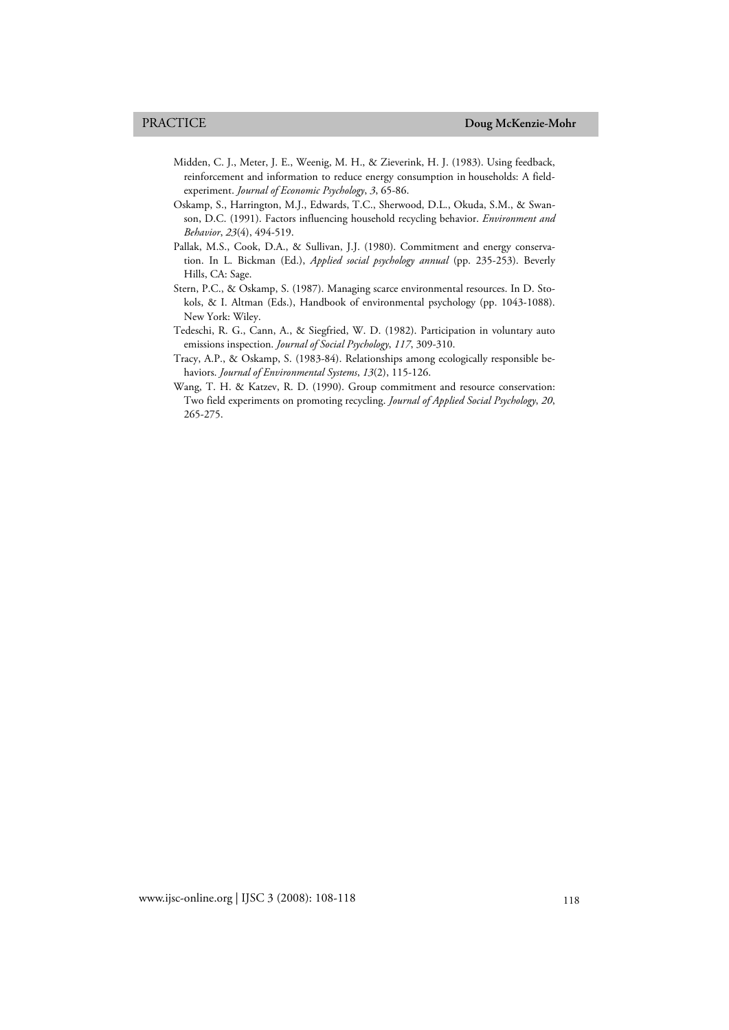Midden, C. J., Meter, J. E., Weenig, M. H., & Zieverink, H. J. (1983). Using feedback, reinforcement and information to reduce energy consumption in households: A field-experiment. *Journal of Economic Psychology*, *3*, 65-86.

Oskamp, S., Harrington, M.J., Edwards, T.C., Sherwood, D.L., Okuda, S.M., & Swanson, D.C. (1991). Factors influencing household recycling behavior. *Environment and Behavior*, *23*(4), 494-519.

Pallak, M.S., Cook, D.A., & Sullivan, J.J. (1980). Commitment and energy conservation. In L. Bickman (Ed.), *Applied social psychology annual* (pp. 235-253). Beverly Hills, CA: Sage.

Stern, P.C., & Oskamp, S. (1987). Managing scarce environmental resources. In D. Stokols, & I. Altman (Eds.), Handbook of environmental psychology (pp. 1043-1088). New York: Wiley.

Tedeschi, R. G., Cann, A., & Siegfried, W. D. (1982). Participation in voluntary auto emissions inspection. *Journal of Social Psychology*, *117*, 309-310.

Tracy, A.P., & Oskamp, S. (1983-84). Relationships among ecologically responsible behaviors. *Journal of Environmental Systems*, *13*(2), 115-126.

Wang, T. H. & Katzev, R. D. (1990). Group commitment and resource conservation: Two field experiments on promoting recycling. *Journal of Applied Social Psychology*, *20*, 265-275.